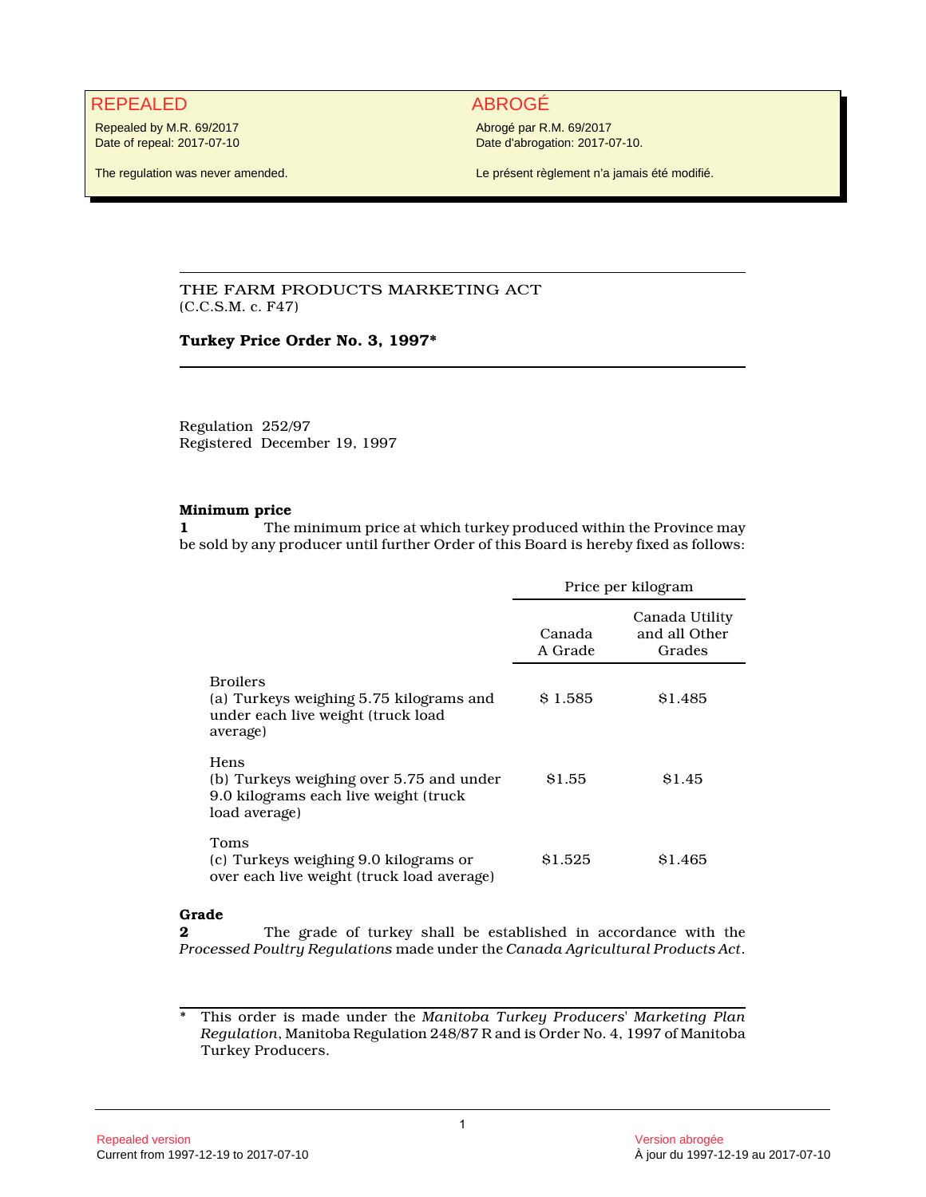REPEALED

Repealed by M.R. 69/2017
Date of repeal: 2017-07-10

The regulation was never amended.

ABROGÉ

Abrogé par R.M. 69/2017
Date d'abrogation: 2017-07-10.

Le présent règlement n'a jamais été modifié.

THE FARM PRODUCTS MARKETING ACT
(C.C.S.M. c. F47)

**Turkey Price Order No. 3, 1997***

Regulation 252/97
Registered December 19, 1997

**Minimum price**

**1** The minimum price at which turkey produced within the Province may be sold by any producer until further Order of this Board is hereby fixed as follows:

| | Price per kilogram | |
|---|---|---|
| | Canada A Grade | Canada Utility and all Other Grades |
| Broilers (a) Turkeys weighing 5.75 kilograms and under each live weight (truck load average) | $ 1.585 | $1.485 |
| Hens (b) Turkeys weighing over 5.75 and under 9.0 kilograms each live weight (truck load average) | $1.55 | $1.45 |
| Toms (c) Turkeys weighing 9.0 kilograms or over each live weight (truck load average) | $1.525 | $1.465 |

**Grade**

**2** The grade of turkey shall be established in accordance with the *Processed Poultry Regulations* made under the *Canada Agricultural Products Act*.

* This order is made under the *Manitoba Turkey Producers' Marketing Plan Regulation*, Manitoba Regulation 248/87 R and is Order No. 4, 1997 of Manitoba Turkey Producers.

Repealed version
Current from 1997-12-19 to 2017-07-10

Version abrogée
À jour du 1997-12-19 au 2017-07-10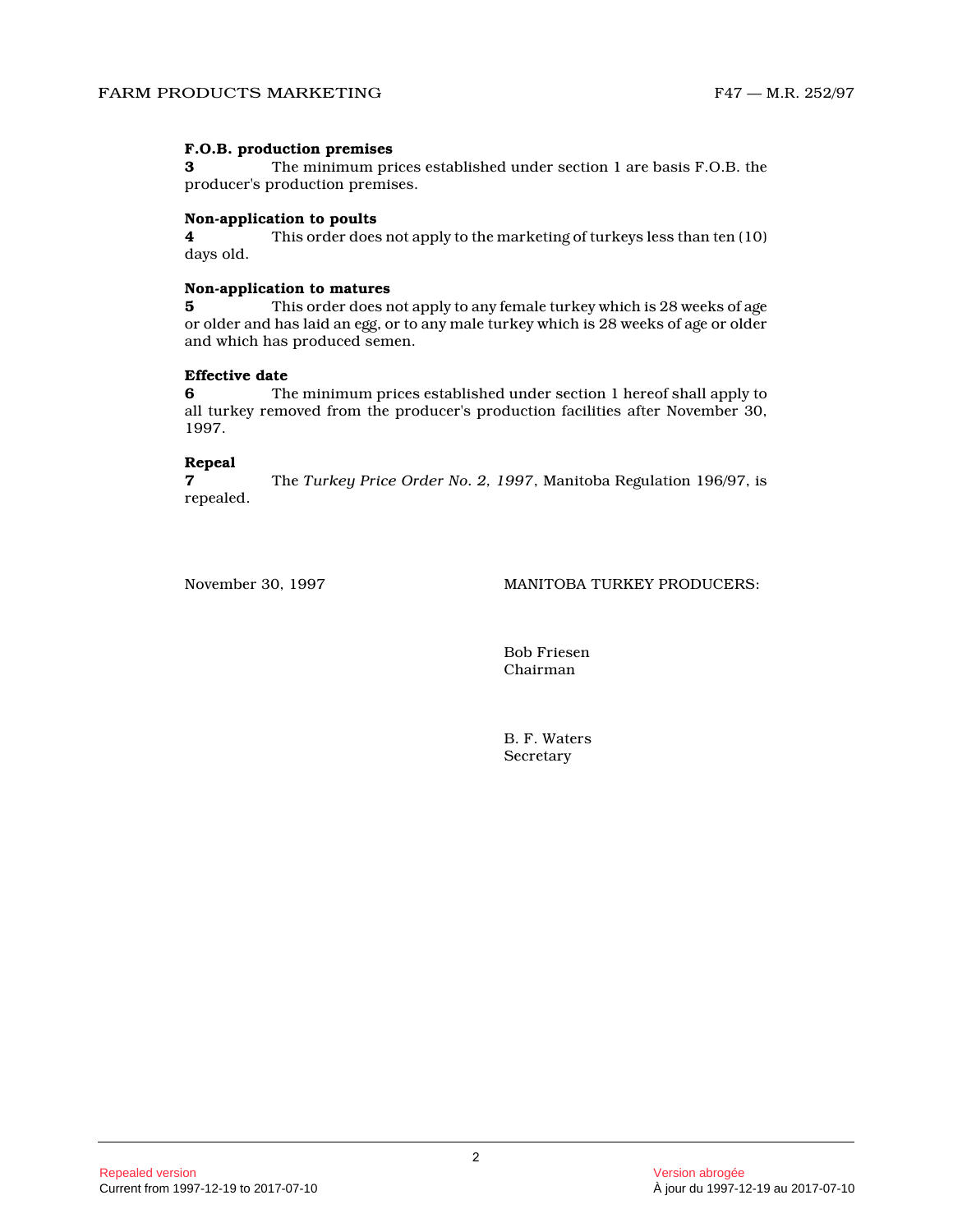**F.O.B. production premises**

**3** The minimum prices established under section 1 are basis F.O.B. the producer's production premises.

**Non-application to poults**

**4** This order does not apply to the marketing of turkeys less than ten (10) days old.

**Non-application to matures**

**5** This order does not apply to any female turkey which is 28 weeks of age or older and has laid an egg, or to any male turkey which is 28 weeks of age or older and which has produced semen.

**Effective date**

**6** The minimum prices established under section 1 hereof shall apply to all turkey removed from the producer's production facilities after November 30, 1997.

**Repeal**

**7** The *Turkey Price Order No. 2, 1997*, Manitoba Regulation 196/97, is repealed.

November 30, 1997

MANITOBA TURKEY PRODUCERS:

Bob Friesen
Chairman

B. F. Waters
Secretary